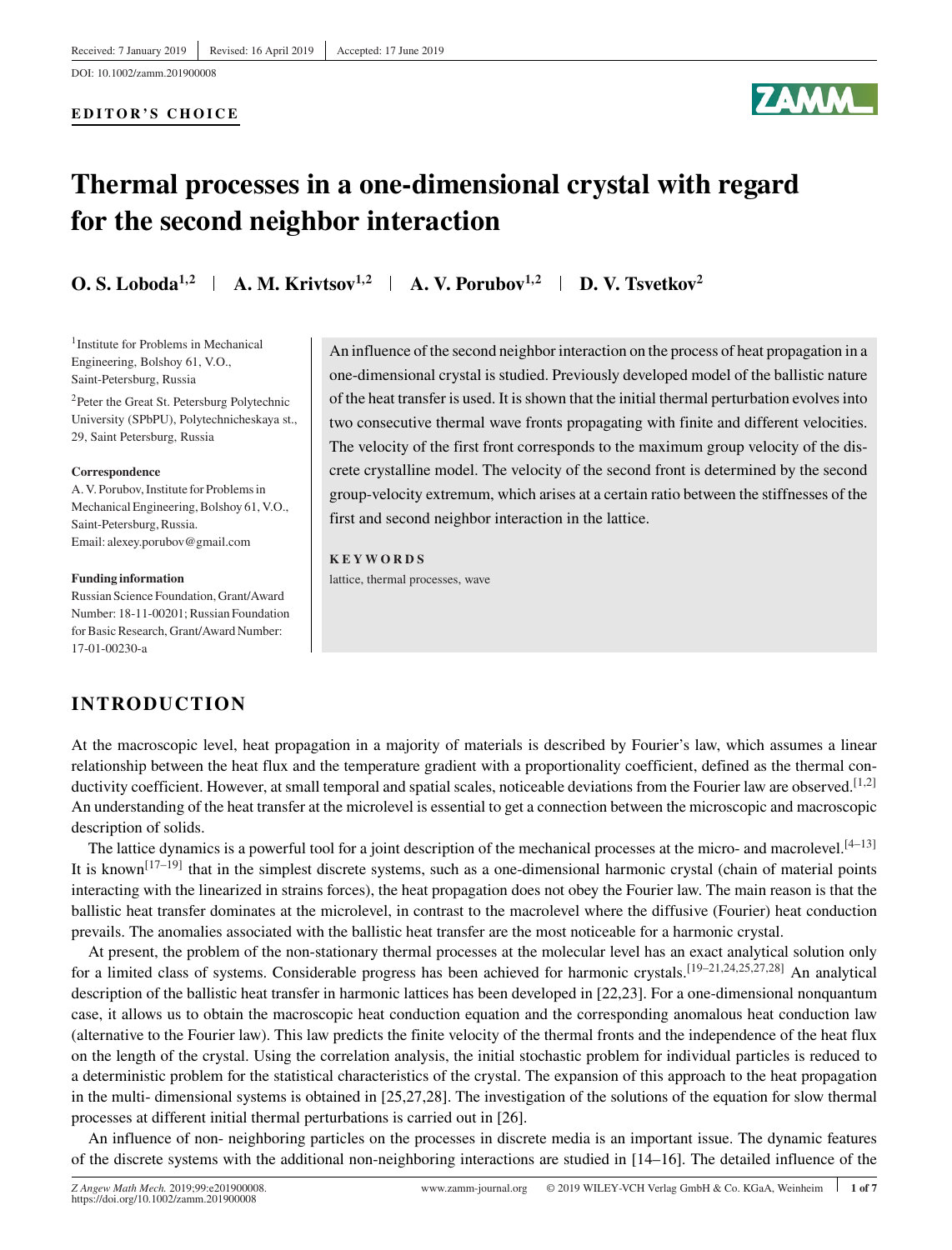Received: 7 January 2019 | Revised: 16 April 2019 | Accepted: 17 June 2019

DOI: 10.1002/zamm.201900008

**EDITOR'S CHOICE**

# Thermal processes in a one-dimensional crystal with regard for the second neighbor interaction

**O. S. Loboda[1,2] | A. M. Krivtsov[1,2] | A. V. Porubov[1,2] | D. V. Tsvetkov[2]**

[1]Institute for Problems in Mechanical Engineering, Bolshoy 61, V.O., Saint-Petersburg, Russia

[2]Peter the Great St. Petersburg Polytechnic University (SPbPU), Polytechnicheskaya st., 29, Saint Petersburg, Russia

**Correspondence**

A. V. Porubov, Institute for Problems in Mechanical Engineering, Bolshoy 61, V.O., Saint-Petersburg, Russia.
Email: alexey.porubov@gmail.com

**Funding information**

Russian Science Foundation, Grant/Award Number: 18-11-00201; Russian Foundation for Basic Research, Grant/Award Number: 17-01-00230-a

An influence of the second neighbor interaction on the process of heat propagation in a one-dimensional crystal is studied. Previously developed model of the ballistic nature of the heat transfer is used. It is shown that the initial thermal perturbation evolves into two consecutive thermal wave fronts propagating with finite and different velocities. The velocity of the first front corresponds to the maximum group velocity of the discrete crystalline model. The velocity of the second front is determined by the second group-velocity extremum, which arises at a certain ratio between the stiffnesses of the first and second neighbor interaction in the lattice.

**KEYWORDS**

lattice, thermal processes, wave

## INTRODUCTION

At the macroscopic level, heat propagation in a majority of materials is described by Fourier's law, which assumes a linear relationship between the heat flux and the temperature gradient with a proportionality coefficient, defined as the thermal conductivity coefficient. However, at small temporal and spatial scales, noticeable deviations from the Fourier law are observed.[1,2] An understanding of the heat transfer at the microlevel is essential to get a connection between the microscopic and macroscopic description of solids.

The lattice dynamics is a powerful tool for a joint description of the mechanical processes at the micro- and macrolevel.[4–13] It is known[17–19] that in the simplest discrete systems, such as a one-dimensional harmonic crystal (chain of material points interacting with the linearized in strains forces), the heat propagation does not obey the Fourier law. The main reason is that the ballistic heat transfer dominates at the microlevel, in contrast to the macrolevel where the diffusive (Fourier) heat conduction prevails. The anomalies associated with the ballistic heat transfer are the most noticeable for a harmonic crystal.

At present, the problem of the non-stationary thermal processes at the molecular level has an exact analytical solution only for a limited class of systems. Considerable progress has been achieved for harmonic crystals.[19–21,24,25,27,28] An analytical description of the ballistic heat transfer in harmonic lattices has been developed in [22,23]. For a one-dimensional nonquantum case, it allows us to obtain the macroscopic heat conduction equation and the corresponding anomalous heat conduction law (alternative to the Fourier law). This law predicts the finite velocity of the thermal fronts and the independence of the heat flux on the length of the crystal. Using the correlation analysis, the initial stochastic problem for individual particles is reduced to a deterministic problem for the statistical characteristics of the crystal. The expansion of this approach to the heat propagation in the multi- dimensional systems is obtained in [25,27,28]. The investigation of the solutions of the equation for slow thermal processes at different initial thermal perturbations is carried out in [26].

An influence of non- neighboring particles on the processes in discrete media is an important issue. The dynamic features of the discrete systems with the additional non-neighboring interactions are studied in [14–16]. The detailed influence of the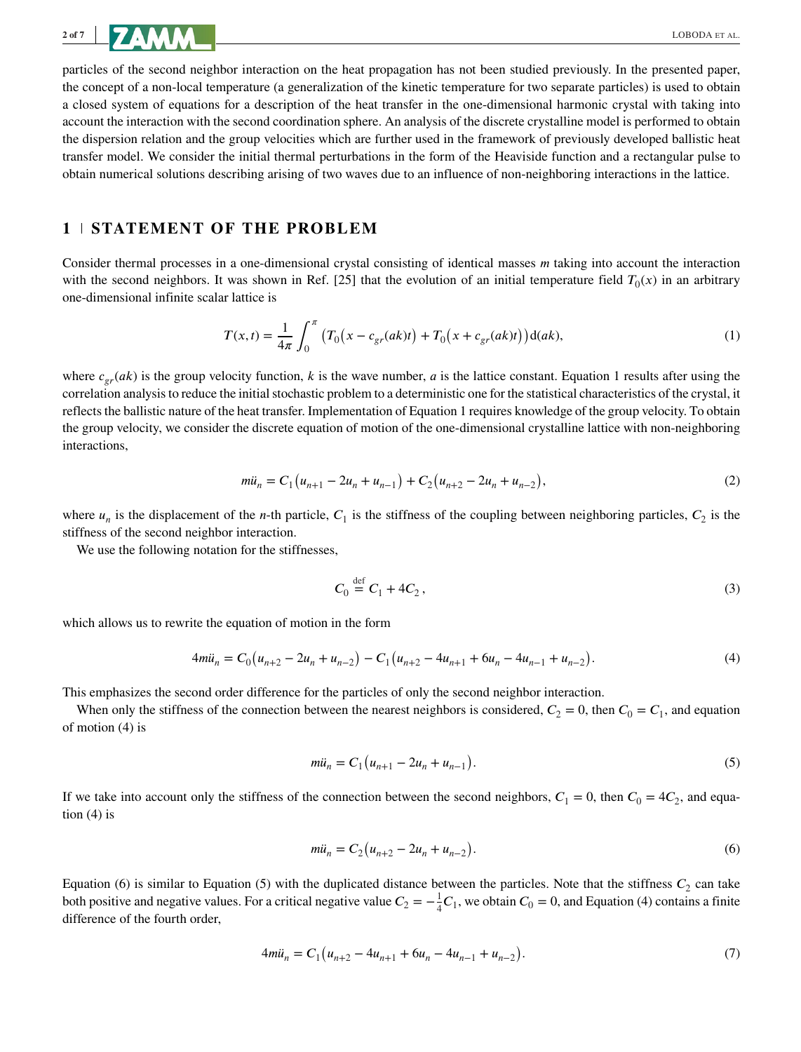particles of the second neighbor interaction on the heat propagation has not been studied previously. In the presented paper, the concept of a non-local temperature (a generalization of the kinetic temperature for two separate particles) is used to obtain a closed system of equations for a description of the heat transfer in the one-dimensional harmonic crystal with taking into account the interaction with the second coordination sphere. An analysis of the discrete crystalline model is performed to obtain the dispersion relation and the group velocities which are further used in the framework of previously developed ballistic heat transfer model. We consider the initial thermal perturbations in the form of the Heaviside function and a rectangular pulse to obtain numerical solutions describing arising of two waves due to an influence of non-neighboring interactions in the lattice.

## 1 | STATEMENT OF THE PROBLEM

Consider thermal processes in a one-dimensional crystal consisting of identical masses $m$ taking into account the interaction with the second neighbors. It was shown in Ref. [25] that the evolution of an initial temperature field $T_0(x)$ in an arbitrary one-dimensional infinite scalar lattice is

$$T(x,t) = \frac{1}{4\pi}\int_0^{\pi}\left(T_0\big(x - c_{gr}(ak)t\big) + T_0\big(x + c_{gr}(ak)t\big)\right)\mathrm{d}(ak), \tag{1}$$

where $c_{gr}(ak)$ is the group velocity function, $k$ is the wave number, $a$ is the lattice constant. Equation 1 results after using the correlation analysis to reduce the initial stochastic problem to a deterministic one for the statistical characteristics of the crystal, it reflects the ballistic nature of the heat transfer. Implementation of Equation 1 requires knowledge of the group velocity. To obtain the group velocity, we consider the discrete equation of motion of the one-dimensional crystalline lattice with non-neighboring interactions,

$$m\ddot{u}_n = C_1\left(u_{n+1} - 2u_n + u_{n-1}\right) + C_2\left(u_{n+2} - 2u_n + u_{n-2}\right), \tag{2}$$

where $u_n$ is the displacement of the $n$-th particle, $C_1$ is the stiffness of the coupling between neighboring particles, $C_2$ is the stiffness of the second neighbor interaction.

We use the following notation for the stiffnesses,

$$C_0 \overset{\text{def}}{=} C_1 + 4C_2\,, \tag{3}$$

which allows us to rewrite the equation of motion in the form

$$4m\ddot{u}_n = C_0\left(u_{n+2} - 2u_n + u_{n-2}\right) - C_1\left(u_{n+2} - 4u_{n+1} + 6u_n - 4u_{n-1} + u_{n-2}\right). \tag{4}$$

This emphasizes the second order difference for the particles of only the second neighbor interaction.

When only the stiffness of the connection between the nearest neighbors is considered, $C_2 = 0$, then $C_0 = C_1$, and equation of motion (4) is

$$m\ddot{u}_n = C_1\left(u_{n+1} - 2u_n + u_{n-1}\right). \tag{5}$$

If we take into account only the stiffness of the connection between the second neighbors, $C_1 = 0$, then $C_0 = 4C_2$, and equation (4) is

$$m\ddot{u}_n = C_2\left(u_{n+2} - 2u_n + u_{n-2}\right). \tag{6}$$

Equation (6) is similar to Equation (5) with the duplicated distance between the particles. Note that the stiffness $C_2$ can take both positive and negative values. For a critical negative value $C_2 = -\frac{1}{4}C_1$, we obtain $C_0 = 0$, and Equation (4) contains a finite difference of the fourth order,

$$4m\ddot{u}_n = C_1\left(u_{n+2} - 4u_{n+1} + 6u_n - 4u_{n-1} + u_{n-2}\right). \tag{7}$$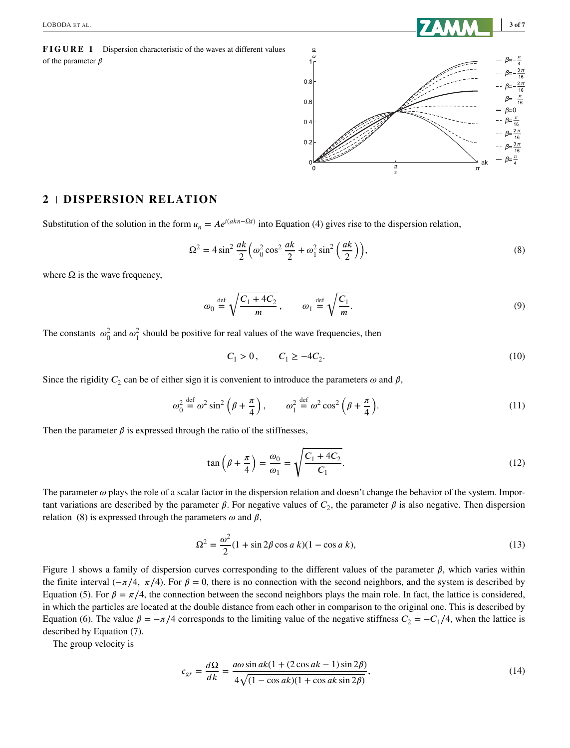**FIGURE 1** Dispersion characteristic of the waves at different values of the parameter $\beta$

## 2 | DISPERSION RELATION

Substitution of the solution in the form $u_n = Ae^{i(akn-\Omega t)}$ into Equation (4) gives rise to the dispersion relation,

$$\Omega^2 = 4\sin^2\frac{ak}{2}\left(\omega_0^2\cos^2\frac{ak}{2} + \omega_1^2\sin^2\left(\frac{ak}{2}\right)\right), \tag{8}$$

where $\Omega$ is the wave frequency,

$$\omega_0 \overset{\text{def}}{=} \sqrt{\frac{C_1 + 4C_2}{m}}, \qquad \omega_1 \overset{\text{def}}{=} \sqrt{\frac{C_1}{m}}. \tag{9}$$

The constants $\omega_0^2$ and $\omega_1^2$ should be positive for real values of the wave frequencies, then

$$C_1 > 0, \qquad C_1 \geq -4C_2. \tag{10}$$

Since the rigidity $C_2$ can be of either sign it is convenient to introduce the parameters $\omega$ and $\beta$,

$$\omega_0^2 \overset{\text{def}}{=} \omega^2\sin^2\left(\beta + \frac{\pi}{4}\right), \qquad \omega_1^2 \overset{\text{def}}{=} \omega^2\cos^2\left(\beta + \frac{\pi}{4}\right). \tag{11}$$

Then the parameter $\beta$ is expressed through the ratio of the stiffnesses,

$$\tan\left(\beta + \frac{\pi}{4}\right) = \frac{\omega_0}{\omega_1} = \sqrt{\frac{C_1 + 4C_2}{C_1}}. \tag{12}$$

The parameter $\omega$ plays the role of a scalar factor in the dispersion relation and doesn't change the behavior of the system. Important variations are described by the parameter $\beta$. For negative values of $C_2$, the parameter $\beta$ is also negative. Then dispersion relation (8) is expressed through the parameters $\omega$ and $\beta$,

$$\Omega^2 = \frac{\omega^2}{2}(1 + \sin 2\beta\cos a\,k)(1 - \cos a\,k), \tag{13}$$

Figure 1 shows a family of dispersion curves corresponding to the different values of the parameter $\beta$, which varies within the finite interval $(-\pi/4,\ \pi/4)$. For $\beta = 0$, there is no connection with the second neighbors, and the system is described by Equation (5). For $\beta = \pi/4$, the connection between the second neighbors plays the main role. In fact, the lattice is considered, in which the particles are located at the double distance from each other in comparison to the original one. This is described by Equation (6). The value $\beta = -\pi/4$ corresponds to the limiting value of the negative stiffness $C_2 = -C_1/4$, when the lattice is described by Equation (7).

The group velocity is

$$c_{gr} = \frac{d\Omega}{dk} = \frac{a\omega\sin ak(1 + (2\cos ak - 1)\sin 2\beta)}{4\sqrt{(1 - \cos ak)(1 + \cos ak\sin 2\beta)}}, \tag{14}$$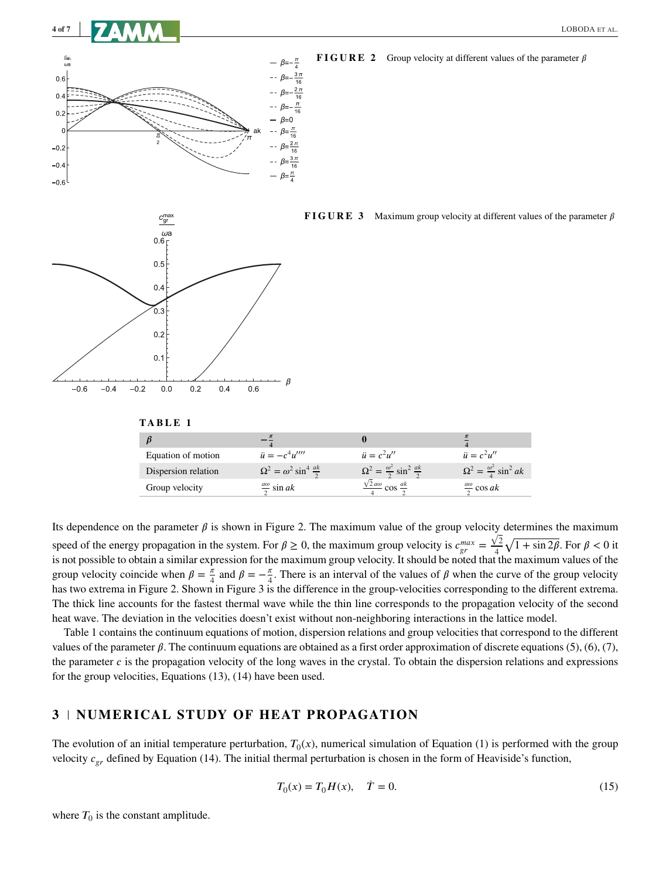**FIGURE 2** Group velocity at different values of the parameter $\beta$

**FIGURE 3** Maximum group velocity at different values of the parameter $\beta$

**TABLE 1**

| $\beta$ | $-\frac{\pi}{4}$ | $0$ | $\frac{\pi}{4}$ |
|---|---|---|---|
| Equation of motion | $\ddot{u} = -c^4 u''''$ | $\ddot{u} = c^2 u''$ | $\ddot{u} = c^2 u''$ |
| Dispersion relation | $\Omega^2 = \omega^2 \sin^4 \frac{ak}{2}$ | $\Omega^2 = \frac{\omega^2}{2} \sin^2 \frac{ak}{2}$ | $\Omega^2 = \frac{\omega^2}{4} \sin^2 ak$ |
| Group velocity | $\frac{a\omega}{2} \sin ak$ | $\frac{\sqrt{2}\, a\omega}{4} \cos \frac{ak}{2}$ | $\frac{a\omega}{2} \cos ak$ |

Its dependence on the parameter $\beta$ is shown in Figure 2. The maximum value of the group velocity determines the maximum speed of the energy propagation in the system. For $\beta \geq 0$, the maximum group velocity is $c_{gr}^{max} = \frac{\sqrt{2}}{4}\sqrt{1+\sin 2\beta}$. For $\beta < 0$ it is not possible to obtain a similar expression for the maximum group velocity. It should be noted that the maximum values of the group velocity coincide when $\beta = \frac{\pi}{4}$ and $\beta = -\frac{\pi}{4}$. There is an interval of the values of $\beta$ when the curve of the group velocity has two extrema in Figure 2. Shown in Figure 3 is the difference in the group-velocities corresponding to the different extrema. The thick line accounts for the fastest thermal wave while the thin line corresponds to the propagation velocity of the second heat wave. The deviation in the velocities doesn't exist without non-neighboring interactions in the lattice model.

Table 1 contains the continuum equations of motion, dispersion relations and group velocities that correspond to the different values of the parameter $\beta$. The continuum equations are obtained as a first order approximation of discrete equations (5), (6), (7), the parameter $c$ is the propagation velocity of the long waves in the crystal. To obtain the dispersion relations and expressions for the group velocities, Equations (13), (14) have been used.

## 3 | NUMERICAL STUDY OF HEAT PROPAGATION

The evolution of an initial temperature perturbation, $T_0(x)$, numerical simulation of Equation (1) is performed with the group velocity $c_{gr}$ defined by Equation (14). The initial thermal perturbation is chosen in the form of Heaviside's function,

$$T_0(x) = T_0 H(x), \quad \dot{T} = 0. \tag{15}$$

where $T_0$ is the constant amplitude.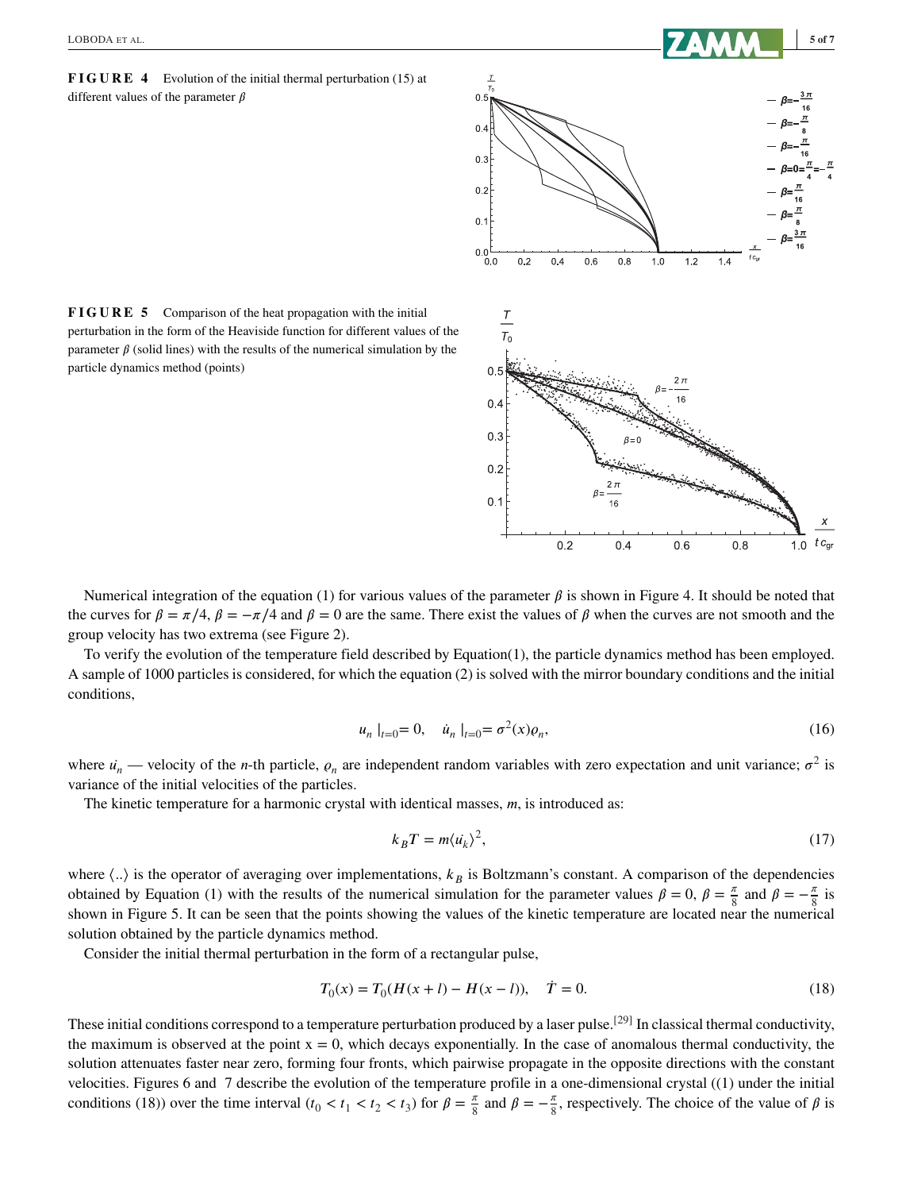**FIGURE 4** Evolution of the initial thermal perturbation (15) at different values of the parameter $\beta$

**FIGURE 5** Comparison of the heat propagation with the initial perturbation in the form of the Heaviside function for different values of the parameter $\beta$ (solid lines) with the results of the numerical simulation by the particle dynamics method (points)

Numerical integration of the equation (1) for various values of the parameter $\beta$ is shown in Figure 4. It should be noted that the curves for $\beta = \pi/4$, $\beta = -\pi/4$ and $\beta = 0$ are the same. There exist the values of $\beta$ when the curves are not smooth and the group velocity has two extrema (see Figure 2).

To verify the evolution of the temperature field described by Equation(1), the particle dynamics method has been employed. A sample of 1000 particles is considered, for which the equation (2) is solved with the mirror boundary conditions and the initial conditions,

$$u_n \mid_{t=0} = 0, \quad \dot{u}_n \mid_{t=0} = \sigma^2(x)\varrho_n, \tag{16}$$

where $\dot{u}_n$ — velocity of the $n$-th particle, $\varrho_n$ are independent random variables with zero expectation and unit variance; $\sigma^2$ is variance of the initial velocities of the particles.

The kinetic temperature for a harmonic crystal with identical masses, $m$, is introduced as:

$$k_B T = m\langle \dot{u}_k \rangle^2, \tag{17}$$

where $\langle .. \rangle$ is the operator of averaging over implementations, $k_B$ is Boltzmann's constant. A comparison of the dependencies obtained by Equation (1) with the results of the numerical simulation for the parameter values $\beta = 0$, $\beta = \frac{\pi}{8}$ and $\beta = -\frac{\pi}{8}$ is shown in Figure 5. It can be seen that the points showing the values of the kinetic temperature are located near the numerical solution obtained by the particle dynamics method.

Consider the initial thermal perturbation in the form of a rectangular pulse,

$$T_0(x) = T_0(H(x+l) - H(x-l)), \quad \dot{T} = 0. \tag{18}$$

These initial conditions correspond to a temperature perturbation produced by a laser pulse.[29] In classical thermal conductivity, the maximum is observed at the point x = 0, which decays exponentially. In the case of anomalous thermal conductivity, the solution attenuates faster near zero, forming four fronts, which pairwise propagate in the opposite directions with the constant velocities. Figures 6 and 7 describe the evolution of the temperature profile in a one-dimensional crystal ((1) under the initial conditions (18)) over the time interval ($t_0 < t_1 < t_2 < t_3$) for $\beta = \frac{\pi}{8}$ and $\beta = -\frac{\pi}{8}$, respectively. The choice of the value of $\beta$ is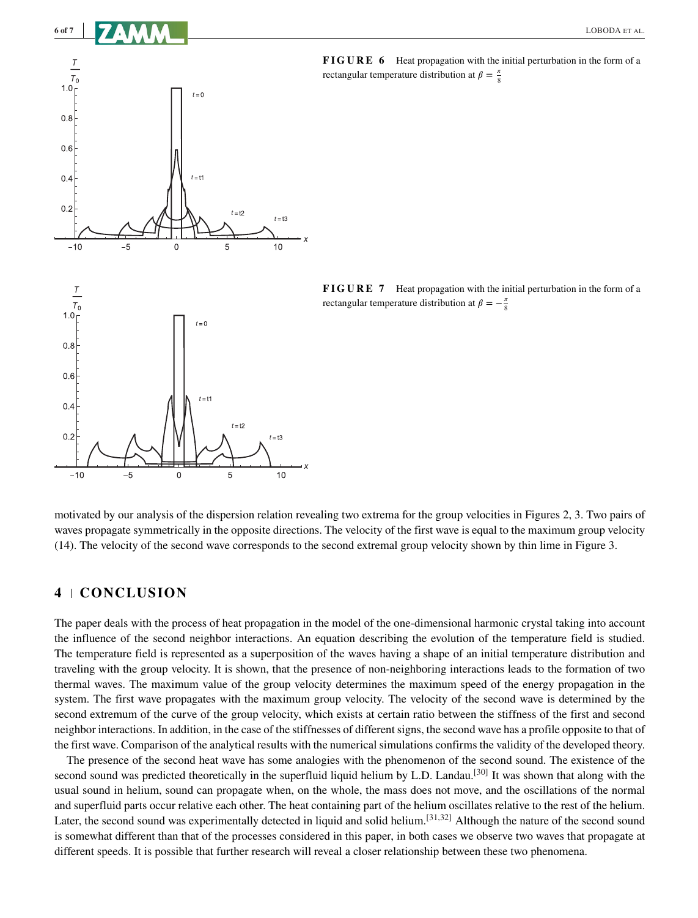FIGURE 6 Heat propagation with the initial perturbation in the form of a rectangular temperature distribution at $\beta = \frac{\pi}{8}$

FIGURE 7 Heat propagation with the initial perturbation in the form of a rectangular temperature distribution at $\beta = -\frac{\pi}{8}$

motivated by our analysis of the dispersion relation revealing two extrema for the group velocities in Figures 2, 3. Two pairs of waves propagate symmetrically in the opposite directions. The velocity of the first wave is equal to the maximum group velocity (14). The velocity of the second wave corresponds to the second extremal group velocity shown by thin lime in Figure 3.

## 4 | CONCLUSION

The paper deals with the process of heat propagation in the model of the one-dimensional harmonic crystal taking into account the influence of the second neighbor interactions. An equation describing the evolution of the temperature field is studied. The temperature field is represented as a superposition of the waves having a shape of an initial temperature distribution and traveling with the group velocity. It is shown, that the presence of non-neighboring interactions leads to the formation of two thermal waves. The maximum value of the group velocity determines the maximum speed of the energy propagation in the system. The first wave propagates with the maximum group velocity. The velocity of the second wave is determined by the second extremum of the curve of the group velocity, which exists at certain ratio between the stiffness of the first and second neighbor interactions. In addition, in the case of the stiffnesses of different signs, the second wave has a profile opposite to that of the first wave. Comparison of the analytical results with the numerical simulations confirms the validity of the developed theory.

The presence of the second heat wave has some analogies with the phenomenon of the second sound. The existence of the second sound was predicted theoretically in the superfluid liquid helium by L.D. Landau.[30] It was shown that along with the usual sound in helium, sound can propagate when, on the whole, the mass does not move, and the oscillations of the normal and superfluid parts occur relative each other. The heat containing part of the helium oscillates relative to the rest of the helium. Later, the second sound was experimentally detected in liquid and solid helium.[31,32] Although the nature of the second sound is somewhat different than that of the processes considered in this paper, in both cases we observe two waves that propagate at different speeds. It is possible that further research will reveal a closer relationship between these two phenomena.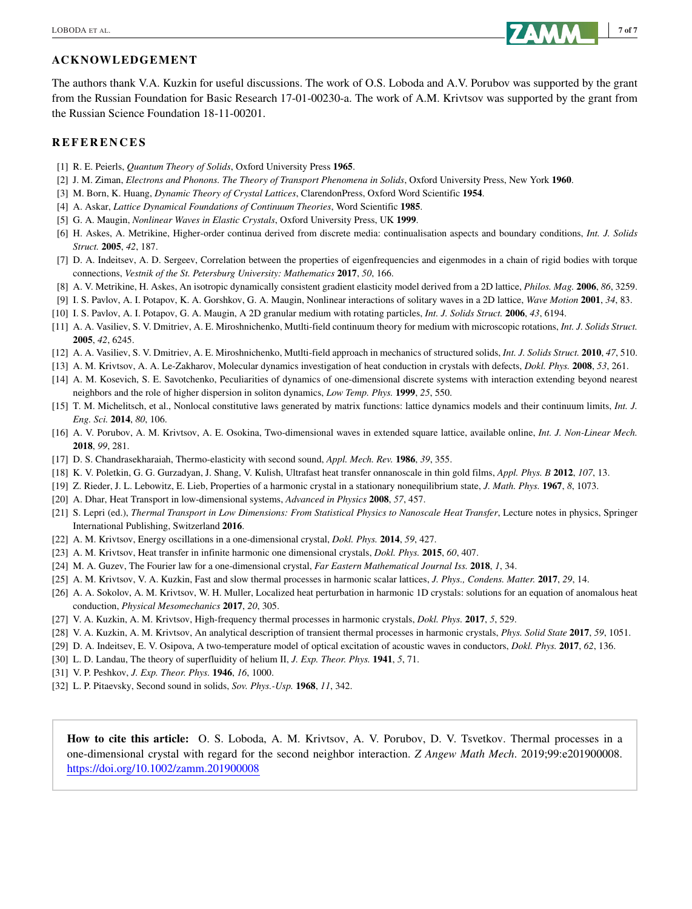## ACKNOWLEDGEMENT

The authors thank V.A. Kuzkin for useful discussions. The work of O.S. Loboda and A.V. Porubov was supported by the grant from the Russian Foundation for Basic Research 17-01-00230-a. The work of A.M. Krivtsov was supported by the grant from the Russian Science Foundation 18-11-00201.

## REFERENCES

[1] R. E. Peierls, *Quantum Theory of Solids*, Oxford University Press **1965**.

[2] J. M. Ziman, *Electrons and Phonons. The Theory of Transport Phenomena in Solids*, Oxford University Press, New York **1960**.

[3] M. Born, K. Huang, *Dynamic Theory of Crystal Lattices*, ClarendonPress, Oxford Word Scientific **1954**.

[4] A. Askar, *Lattice Dynamical Foundations of Continuum Theories*, Word Scientific **1985**.

[5] G. A. Maugin, *Nonlinear Waves in Elastic Crystals*, Oxford University Press, UK **1999**.

[6] H. Askes, A. Metrikine, Higher-order continua derived from discrete media: continualisation aspects and boundary conditions, *Int. J. Solids Struct.* **2005**, *42*, 187.

[7] D. A. Indeitsev, A. D. Sergeev, Correlation between the properties of eigenfrequencies and eigenmodes in a chain of rigid bodies with torque connections, *Vestnik of the St. Petersburg University: Mathematics* **2017**, *50*, 166.

[8] A. V. Metrikine, H. Askes, An isotropic dynamically consistent gradient elasticity model derived from a 2D lattice, *Philos. Mag.* **2006**, *86*, 3259.

[9] I. S. Pavlov, A. I. Potapov, K. A. Gorshkov, G. A. Maugin, Nonlinear interactions of solitary waves in a 2D lattice, *Wave Motion* **2001**, *34*, 83.

[10] I. S. Pavlov, A. I. Potapov, G. A. Maugin, A 2D granular medium with rotating particles, *Int. J. Solids Struct.* **2006**, *43*, 6194.

[11] A. A. Vasiliev, S. V. Dmitriev, A. E. Miroshnichenko, Mutlti-field continuum theory for medium with microscopic rotations, *Int. J. Solids Struct.* **2005**, *42*, 6245.

[12] A. A. Vasiliev, S. V. Dmitriev, A. E. Miroshnichenko, Mutlti-field approach in mechanics of structured solids, *Int. J. Solids Struct.* **2010**, *47*, 510.

[13] A. M. Krivtsov, A. A. Le-Zakharov, Molecular dynamics investigation of heat conduction in crystals with defects, *Dokl. Phys.* **2008**, *53*, 261.

[14] A. M. Kosevich, S. E. Savotchenko, Peculiarities of dynamics of one-dimensional discrete systems with interaction extending beyond nearest neighbors and the role of higher dispersion in soliton dynamics, *Low Temp. Phys.* **1999**, *25*, 550.

[15] T. M. Michelitsch, et al., Nonlocal constitutive laws generated by matrix functions: lattice dynamics models and their continuum limits, *Int. J. Eng. Sci.* **2014**, *80*, 106.

[16] A. V. Porubov, A. M. Krivtsov, A. E. Osokina, Two-dimensional waves in extended square lattice, available online, *Int. J. Non-Linear Mech.* **2018**, *99*, 281.

[17] D. S. Chandrasekharaiah, Thermo-elasticity with second sound, *Appl. Mech. Rev.* **1986**, *39*, 355.

[18] K. V. Poletkin, G. G. Gurzadyan, J. Shang, V. Kulish, Ultrafast heat transfer onnanoscale in thin gold films, *Appl. Phys. B* **2012**, *107*, 13.

[19] Z. Rieder, J. L. Lebowitz, E. Lieb, Properties of a harmonic crystal in a stationary nonequilibrium state, *J. Math. Phys.* **1967**, *8*, 1073.

[20] A. Dhar, Heat Transport in low-dimensional systems, *Advanced in Physics* **2008**, *57*, 457.

[21] S. Lepri (ed.), *Thermal Transport in Low Dimensions: From Statistical Physics to Nanoscale Heat Transfer*, Lecture notes in physics, Springer International Publishing, Switzerland **2016**.

[22] A. M. Krivtsov, Energy oscillations in a one-dimensional crystal, *Dokl. Phys.* **2014**, *59*, 427.

[23] A. M. Krivtsov, Heat transfer in infinite harmonic one dimensional crystals, *Dokl. Phys.* **2015**, *60*, 407.

[24] M. A. Guzev, The Fourier law for a one-dimensional crystal, *Far Eastern Mathematical Journal Iss.* **2018**, *1*, 34.

[25] A. M. Krivtsov, V. A. Kuzkin, Fast and slow thermal processes in harmonic scalar lattices, *J. Phys., Condens. Matter.* **2017**, *29*, 14.

[26] A. A. Sokolov, A. M. Krivtsov, W. H. Muller, Localized heat perturbation in harmonic 1D crystals: solutions for an equation of anomalous heat conduction, *Physical Mesomechanics* **2017**, *20*, 305.

[27] V. A. Kuzkin, A. M. Krivtsov, High-frequency thermal processes in harmonic crystals, *Dokl. Phys.* **2017**, *5*, 529.

[28] V. A. Kuzkin, A. M. Krivtsov, An analytical description of transient thermal processes in harmonic crystals, *Phys. Solid State* **2017**, *59*, 1051.

[29] D. A. Indeitsev, E. V. Osipova, A two-temperature model of optical excitation of acoustic waves in conductors, *Dokl. Phys.* **2017**, *62*, 136.

[30] L. D. Landau, The theory of superfluidity of helium II, *J. Exp. Theor. Phys.* **1941**, *5*, 71.

[31] V. P. Peshkov, *J. Exp. Theor. Phys.* **1946**, *16*, 1000.

[32] L. P. Pitaevsky, Second sound in solids, *Sov. Phys.-Usp.* **1968**, *11*, 342.

**How to cite this article:** O. S. Loboda, A. M. Krivtsov, A. V. Porubov, D. V. Tsvetkov. Thermal processes in a one-dimensional crystal with regard for the second neighbor interaction. *Z Angew Math Mech*. 2019;99:e201900008. https://doi.org/10.1002/zamm.201900008